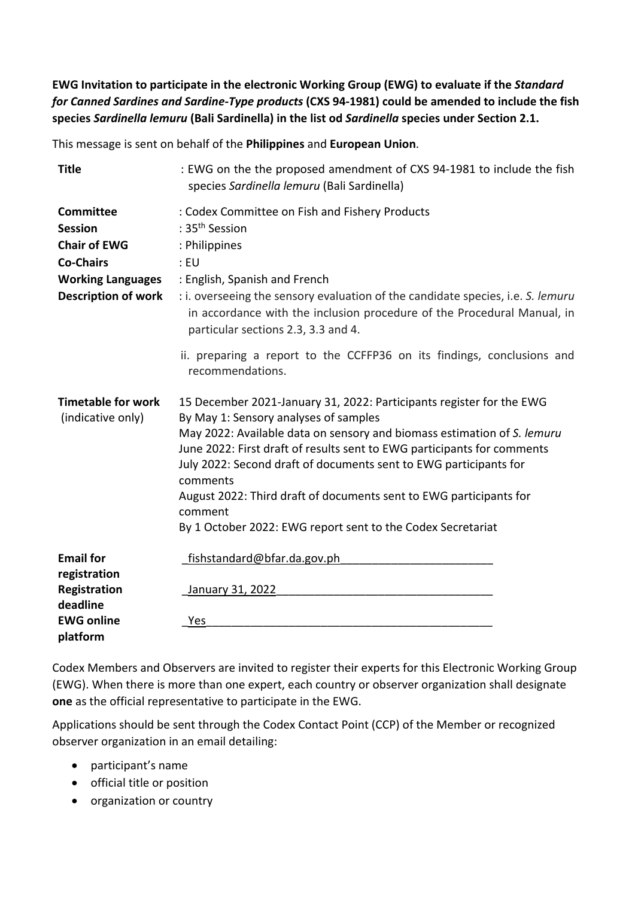**EWG Invitation to participate in the electronic Working Group (EWG) to evaluate if the *Standard for Canned Sardines and Sardine-Type products* (CXS 94-1981) could be amended to include the fish species *Sardinella lemuru* (Bali Sardinella) in the list od *Sardinella* species under Section 2.1.**

This message is sent on behalf of the **Philippines** and **European Union**.

| | |
|---|---|
| **Title** | : EWG on the the proposed amendment of CXS 94-1981 to include the fish species *Sardinella lemuru* (Bali Sardinella) |
| **Committee** | : Codex Committee on Fish and Fishery Products |
| **Session** | : 35th Session |
| **Chair of EWG** | : Philippines |
| **Co-Chairs** | : EU |
| **Working Languages** | : English, Spanish and French |
| **Description of work** | : i. overseeing the sensory evaluation of the candidate species, i.e. *S. lemuru* in accordance with the inclusion procedure of the Procedural Manual, in particular sections 2.3, 3.3 and 4.<br>ii. preparing a report to the CCFFP36 on its findings, conclusions and recommendations. |
| **Timetable for work** (indicative only) | 15 December 2021-January 31, 2022: Participants register for the EWG<br>By May 1: Sensory analyses of samples<br>May 2022: Available data on sensory and biomass estimation of *S. lemuru*<br>June 2022: First draft of results sent to EWG participants for comments<br>July 2022: Second draft of documents sent to EWG participants for comments<br>August 2022: Third draft of documents sent to EWG participants for comment<br>By 1 October 2022: EWG report sent to the Codex Secretariat |
| **Email for registration** | fishstandard@bfar.da.gov.ph |
| **Registration deadline** | January 31, 2022 |
| **EWG online platform** | Yes |

Codex Members and Observers are invited to register their experts for this Electronic Working Group (EWG). When there is more than one expert, each country or observer organization shall designate **one** as the official representative to participate in the EWG.

Applications should be sent through the Codex Contact Point (CCP) of the Member or recognized observer organization in an email detailing:

- participant's name
- official title or position
- organization or country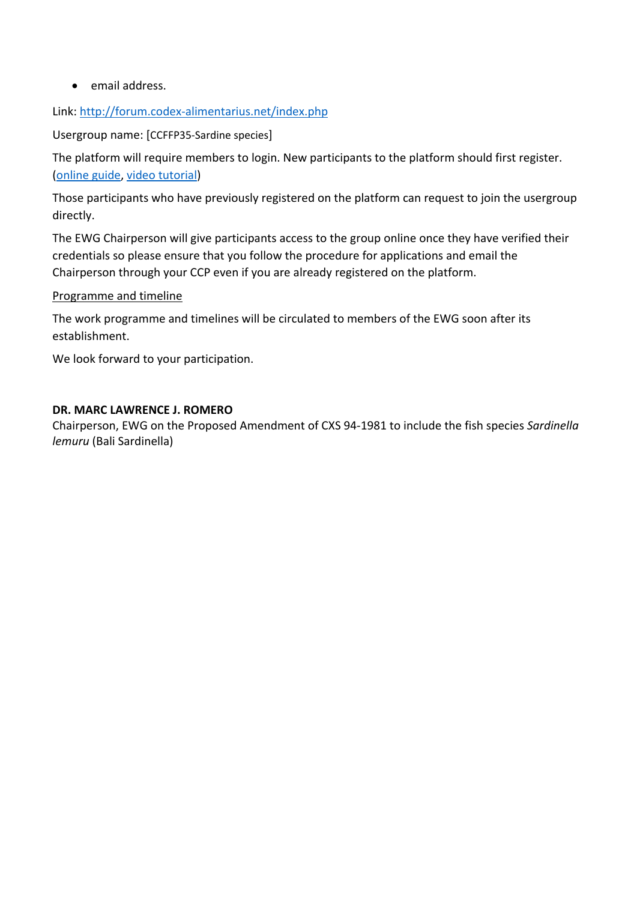- email address.

Link: http://forum.codex-alimentarius.net/index.php

Usergroup name: [CCFFP35-Sardine species]

The platform will require members to login. New participants to the platform should first register. (online guide, video tutorial)

Those participants who have previously registered on the platform can request to join the usergroup directly.

The EWG Chairperson will give participants access to the group online once they have verified their credentials so please ensure that you follow the procedure for applications and email the Chairperson through your CCP even if you are already registered on the platform.

Programme and timeline

The work programme and timelines will be circulated to members of the EWG soon after its establishment.

We look forward to your participation.

**DR. MARC LAWRENCE J. ROMERO**
Chairperson, EWG on the Proposed Amendment of CXS 94-1981 to include the fish species *Sardinella lemuru* (Bali Sardinella)